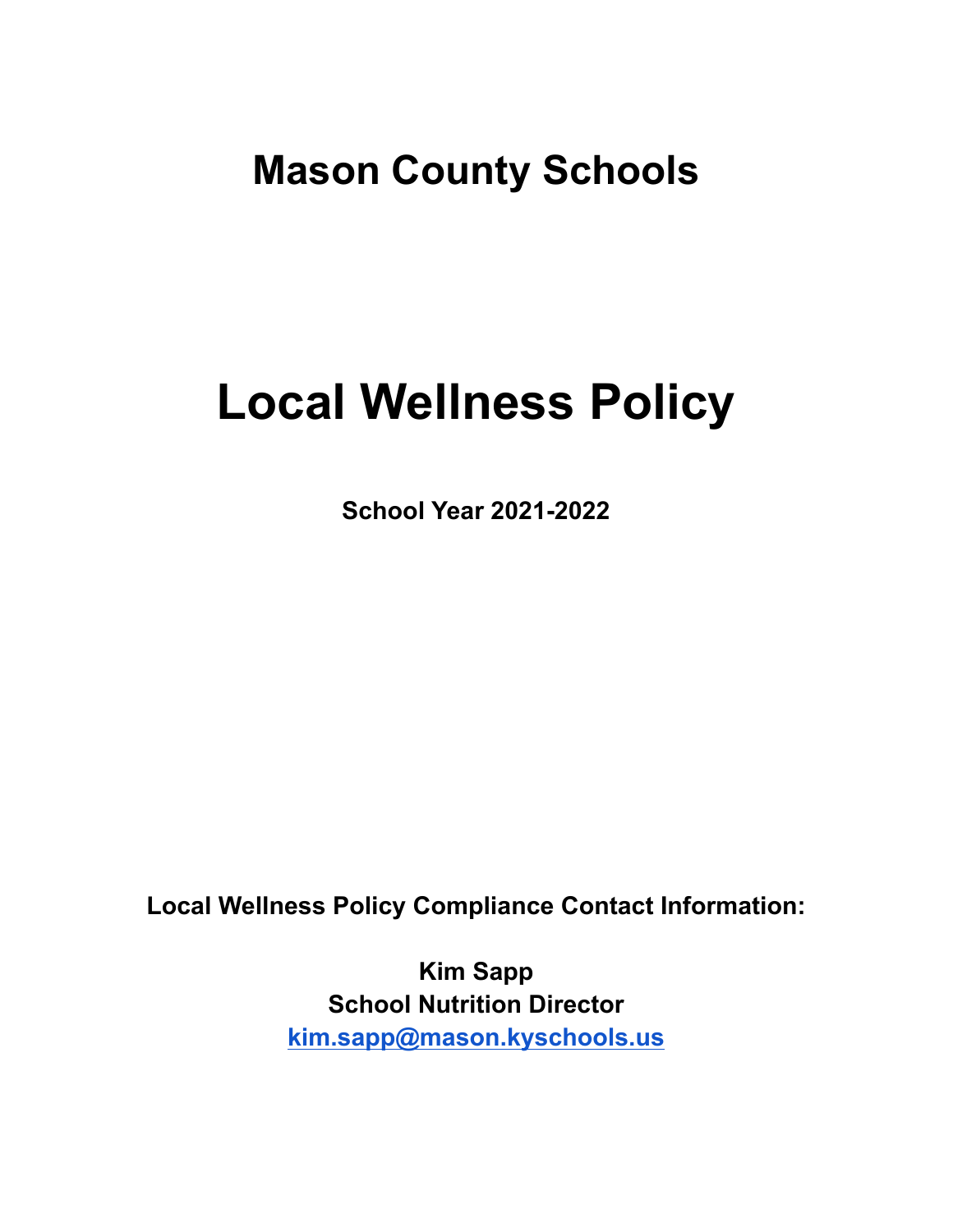# Mason County Schools

# Local Wellness Policy

**School Year 2021-2022**

**Local Wellness Policy Compliance Contact Information:**

**Kim Sapp**
**School Nutrition Director**
**kim.sapp@mason.kyschools.us**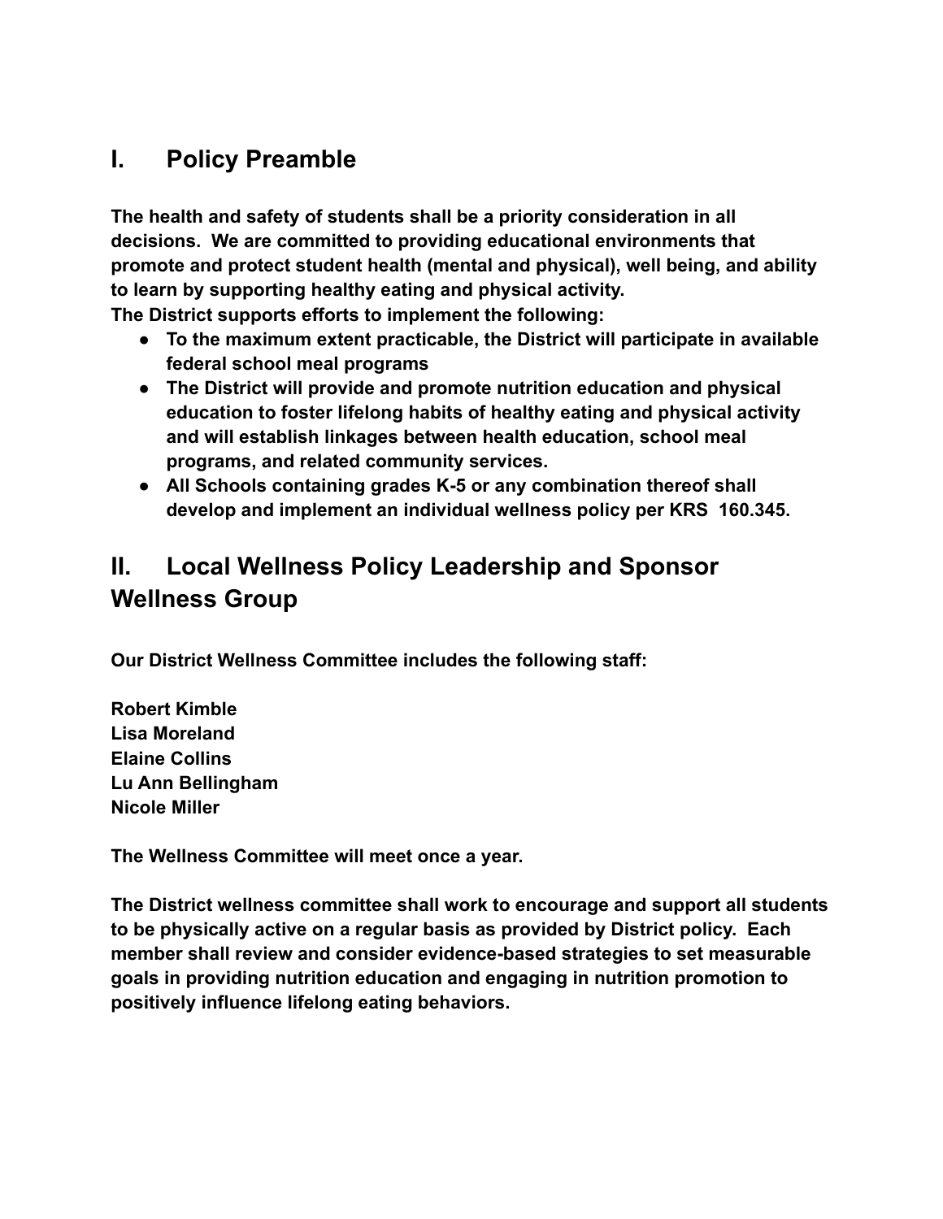## I. Policy Preamble

**The health and safety of students shall be a priority consideration in all decisions. We are committed to providing educational environments that promote and protect student health (mental and physical), well being, and ability to learn by supporting healthy eating and physical activity.**
**The District supports efforts to implement the following:**

- **To the maximum extent practicable, the District will participate in available federal school meal programs**
- **The District will provide and promote nutrition education and physical education to foster lifelong habits of healthy eating and physical activity and will establish linkages between health education, school meal programs, and related community services.**
- **All Schools containing grades K-5 or any combination thereof shall develop and implement an individual wellness policy per KRS 160.345.**

## II. Local Wellness Policy Leadership and Sponsor Wellness Group

**Our District Wellness Committee includes the following staff:**

**Robert Kimble**
**Lisa Moreland**
**Elaine Collins**
**Lu Ann Bellingham**
**Nicole Miller**

**The Wellness Committee will meet once a year.**

**The District wellness committee shall work to encourage and support all students to be physically active on a regular basis as provided by District policy. Each member shall review and consider evidence-based strategies to set measurable goals in providing nutrition education and engaging in nutrition promotion to positively influence lifelong eating behaviors.**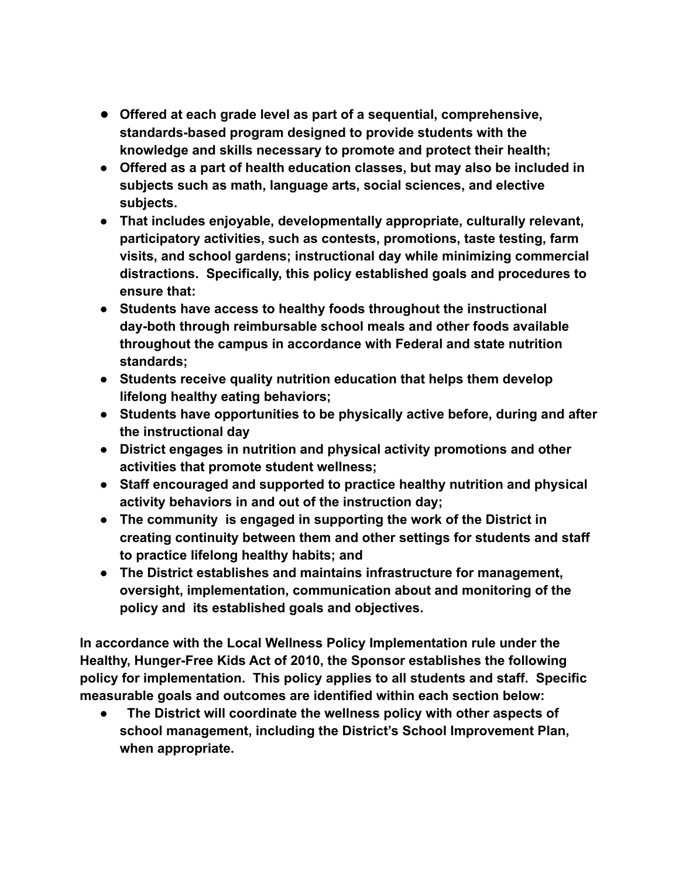- **Offered at each grade level as part of a sequential, comprehensive, standards-based program designed to provide students with the knowledge and skills necessary to promote and protect their health;**
- **Offered as a part of health education classes, but may also be included in subjects such as math, language arts, social sciences, and elective subjects.**
- **That includes enjoyable, developmentally appropriate, culturally relevant, participatory activities, such as contests, promotions, taste testing, farm visits, and school gardens; instructional day while minimizing commercial distractions. Specifically, this policy established goals and procedures to ensure that:**
- **Students have access to healthy foods throughout the instructional day-both through reimbursable school meals and other foods available throughout the campus in accordance with Federal and state nutrition standards;**
- **Students receive quality nutrition education that helps them develop lifelong healthy eating behaviors;**
- **Students have opportunities to be physically active before, during and after the instructional day**
- **District engages in nutrition and physical activity promotions and other activities that promote student wellness;**
- **Staff encouraged and supported to practice healthy nutrition and physical activity behaviors in and out of the instruction day;**
- **The community is engaged in supporting the work of the District in creating continuity between them and other settings for students and staff to practice lifelong healthy habits; and**
- **The District establishes and maintains infrastructure for management, oversight, implementation, communication about and monitoring of the policy and its established goals and objectives.**

**In accordance with the Local Wellness Policy Implementation rule under the Healthy, Hunger-Free Kids Act of 2010, the Sponsor establishes the following policy for implementation. This policy applies to all students and staff. Specific measurable goals and outcomes are identified within each section below:**

- **The District will coordinate the wellness policy with other aspects of school management, including the District's School Improvement Plan, when appropriate.**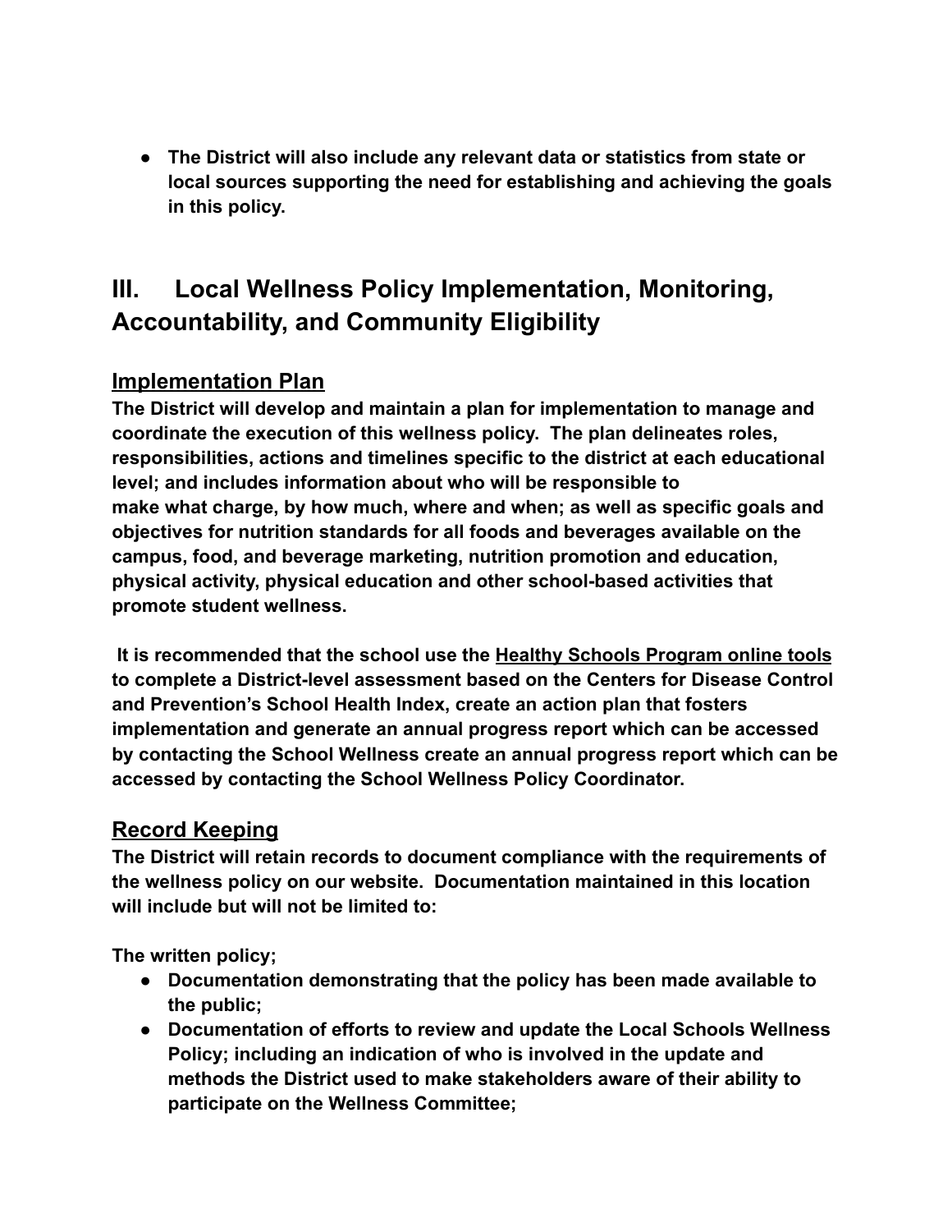- **The District will also include any relevant data or statistics from state or local sources supporting the need for establishing and achieving the goals in this policy.**

## III. Local Wellness Policy Implementation, Monitoring, Accountability, and Community Eligibility

### Implementation Plan

**The District will develop and maintain a plan for implementation to manage and coordinate the execution of this wellness policy. The plan delineates roles, responsibilities, actions and timelines specific to the district at each educational level; and includes information about who will be responsible to make what charge, by how much, where and when; as well as specific goals and objectives for nutrition standards for all foods and beverages available on the campus, food, and beverage marketing, nutrition promotion and education, physical activity, physical education and other school-based activities that promote student wellness.**

**It is recommended that the school use the Healthy Schools Program online tools to complete a District-level assessment based on the Centers for Disease Control and Prevention's School Health Index, create an action plan that fosters implementation and generate an annual progress report which can be accessed by contacting the School Wellness create an annual progress report which can be accessed by contacting the School Wellness Policy Coordinator.**

### Record Keeping

**The District will retain records to document compliance with the requirements of the wellness policy on our website. Documentation maintained in this location will include but will not be limited to:**

**The written policy;**

- **Documentation demonstrating that the policy has been made available to the public;**
- **Documentation of efforts to review and update the Local Schools Wellness Policy; including an indication of who is involved in the update and methods the District used to make stakeholders aware of their ability to participate on the Wellness Committee;**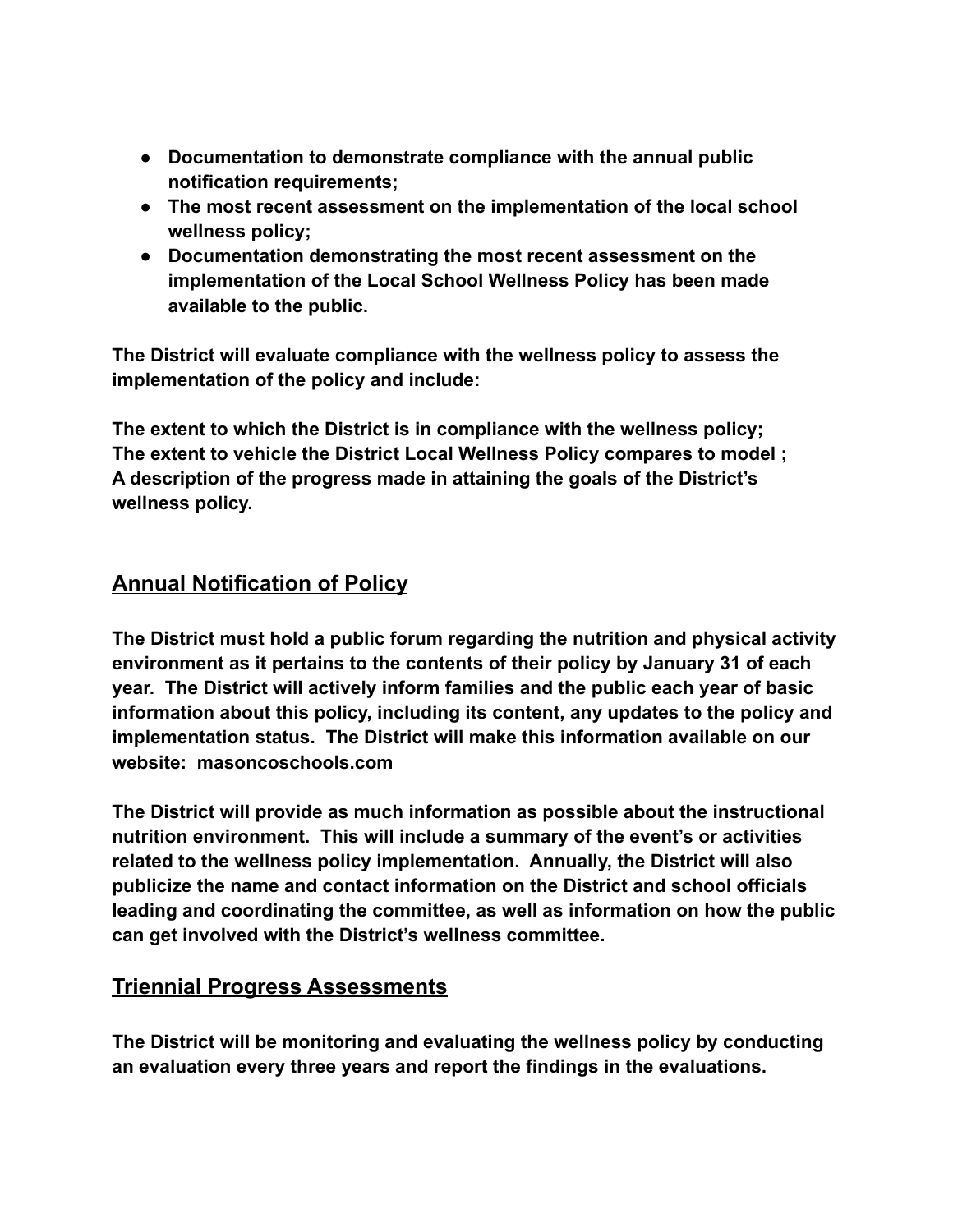- **Documentation to demonstrate compliance with the annual public notification requirements;**
- **The most recent assessment on the implementation of the local school wellness policy;**
- **Documentation demonstrating the most recent assessment on the implementation of the Local School Wellness Policy has been made available to the public.**

**The District will evaluate compliance with the wellness policy to assess the implementation of the policy and include:**

**The extent to which the District is in compliance with the wellness policy;**
**The extent to vehicle the District Local Wellness Policy compares to model ;**
**A description of the progress made in attaining the goals of the District's wellness policy.**

## Annual Notification of Policy

**The District must hold a public forum regarding the nutrition and physical activity environment as it pertains to the contents of their policy by January 31 of each year. The District will actively inform families and the public each year of basic information about this policy, including its content, any updates to the policy and implementation status. The District will make this information available on our website: masoncoschools.com**

**The District will provide as much information as possible about the instructional nutrition environment. This will include a summary of the event's or activities related to the wellness policy implementation. Annually, the District will also publicize the name and contact information on the District and school officials leading and coordinating the committee, as well as information on how the public can get involved with the District's wellness committee.**

## Triennial Progress Assessments

**The District will be monitoring and evaluating the wellness policy by conducting an evaluation every three years and report the findings in the evaluations.**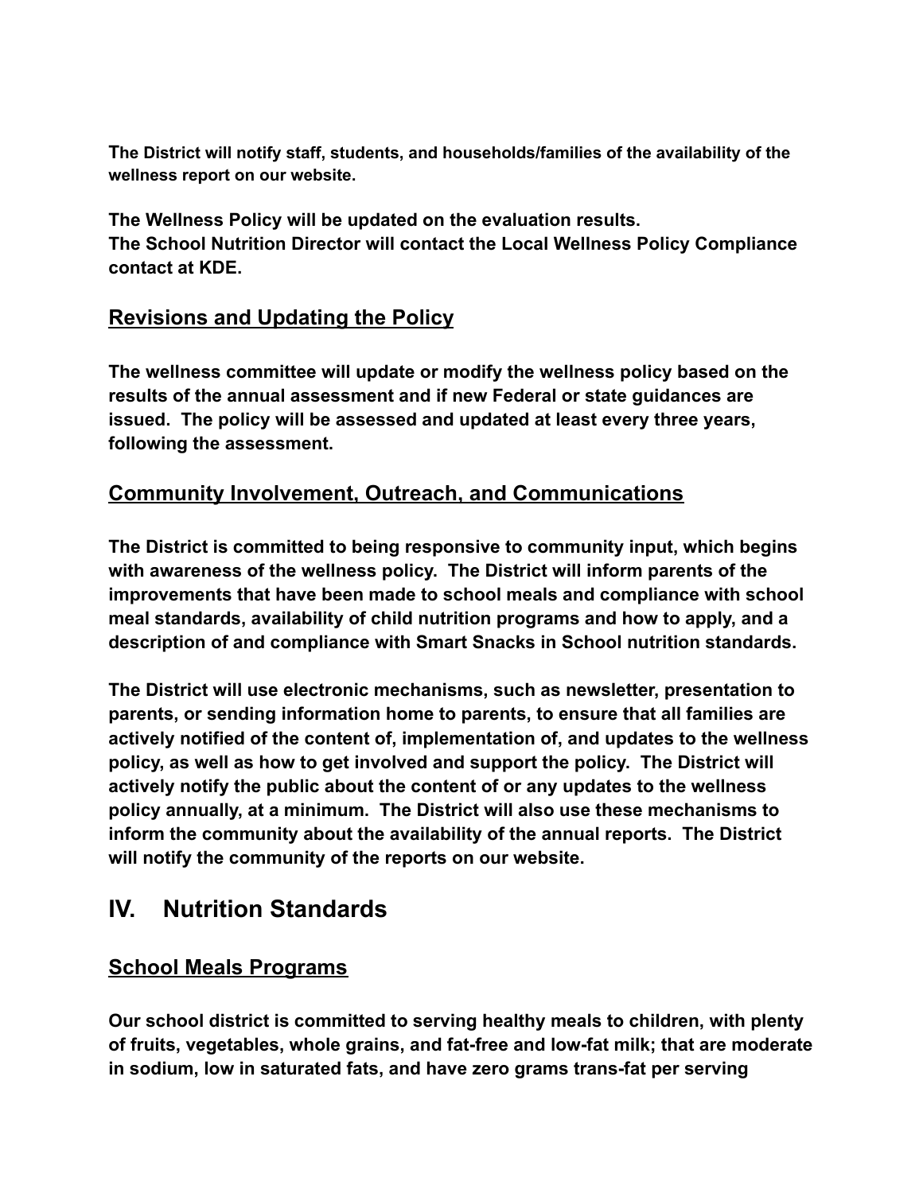**The District will notify staff, students, and households/families of the availability of the wellness report on our website.**

**The Wellness Policy will be updated on the evaluation results.**
**The School Nutrition Director will contact the Local Wellness Policy Compliance contact at KDE.**

## Revisions and Updating the Policy

**The wellness committee will update or modify the wellness policy based on the results of the annual assessment and if new Federal or state guidances are issued. The policy will be assessed and updated at least every three years, following the assessment.**

## Community Involvement, Outreach, and Communications

**The District is committed to being responsive to community input, which begins with awareness of the wellness policy. The District will inform parents of the improvements that have been made to school meals and compliance with school meal standards, availability of child nutrition programs and how to apply, and a description of and compliance with Smart Snacks in School nutrition standards.**

**The District will use electronic mechanisms, such as newsletter, presentation to parents, or sending information home to parents, to ensure that all families are actively notified of the content of, implementation of, and updates to the wellness policy, as well as how to get involved and support the policy. The District will actively notify the public about the content of or any updates to the wellness policy annually, at a minimum. The District will also use these mechanisms to inform the community about the availability of the annual reports. The District will notify the community of the reports on our website.**

# IV. Nutrition Standards

## School Meals Programs

**Our school district is committed to serving healthy meals to children, with plenty of fruits, vegetables, whole grains, and fat-free and low-fat milk; that are moderate in sodium, low in saturated fats, and have zero grams trans-fat per serving**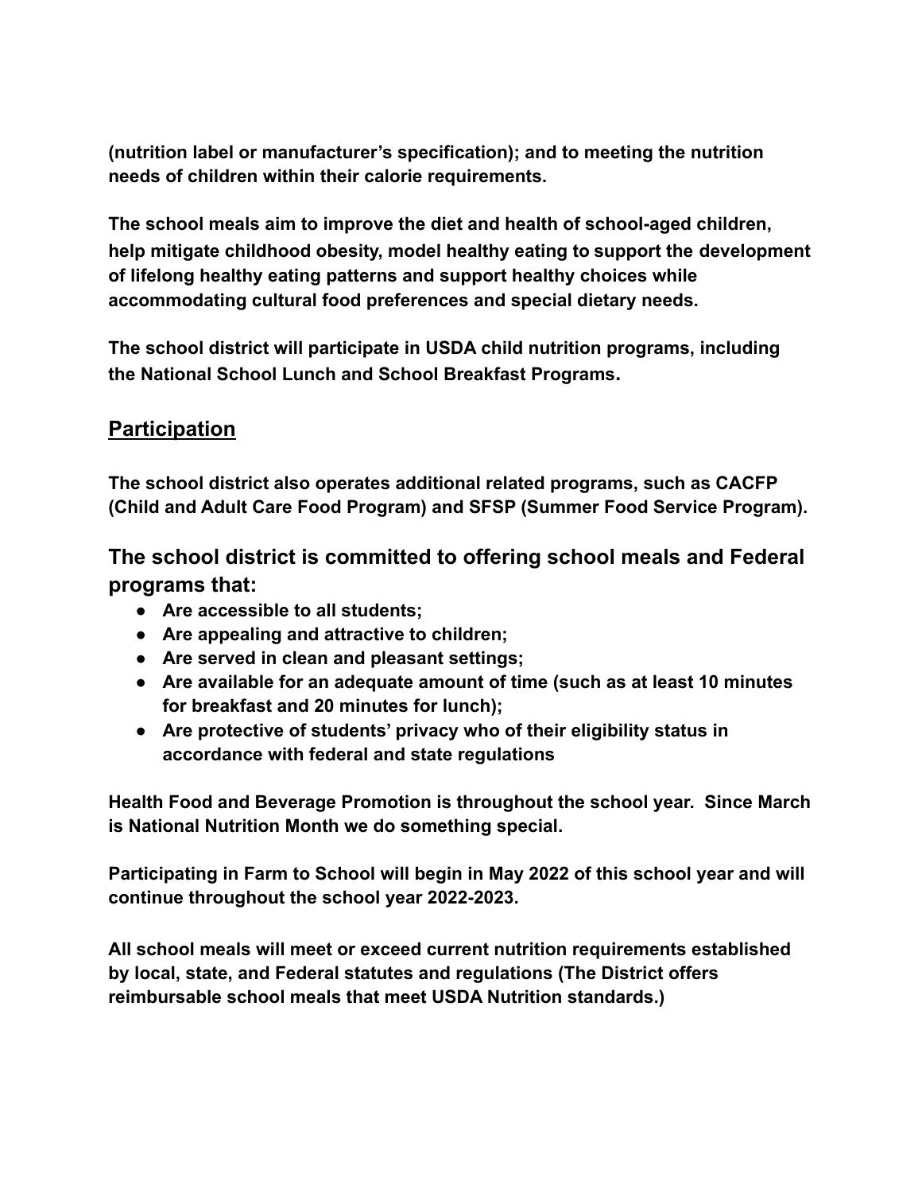**(nutrition label or manufacturer's specification); and to meeting the nutrition needs of children within their calorie requirements.**

**The school meals aim to improve the diet and health of school-aged children, help mitigate childhood obesity, model healthy eating to support the development of lifelong healthy eating patterns and support healthy choices while accommodating cultural food preferences and special dietary needs.**

**The school district will participate in USDA child nutrition programs, including the National School Lunch and School Breakfast Programs.**

## Participation

**The school district also operates additional related programs, such as CACFP (Child and Adult Care Food Program) and SFSP (Summer Food Service Program).**

### The school district is committed to offering school meals and Federal programs that:

- **Are accessible to all students;**
- **Are appealing and attractive to children;**
- **Are served in clean and pleasant settings;**
- **Are available for an adequate amount of time (such as at least 10 minutes for breakfast and 20 minutes for lunch);**
- **Are protective of students' privacy who of their eligibility status in accordance with federal and state regulations**

**Health Food and Beverage Promotion is throughout the school year. Since March is National Nutrition Month we do something special.**

**Participating in Farm to School will begin in May 2022 of this school year and will continue throughout the school year 2022-2023.**

**All school meals will meet or exceed current nutrition requirements established by local, state, and Federal statutes and regulations (The District offers reimbursable school meals that meet USDA Nutrition standards.)**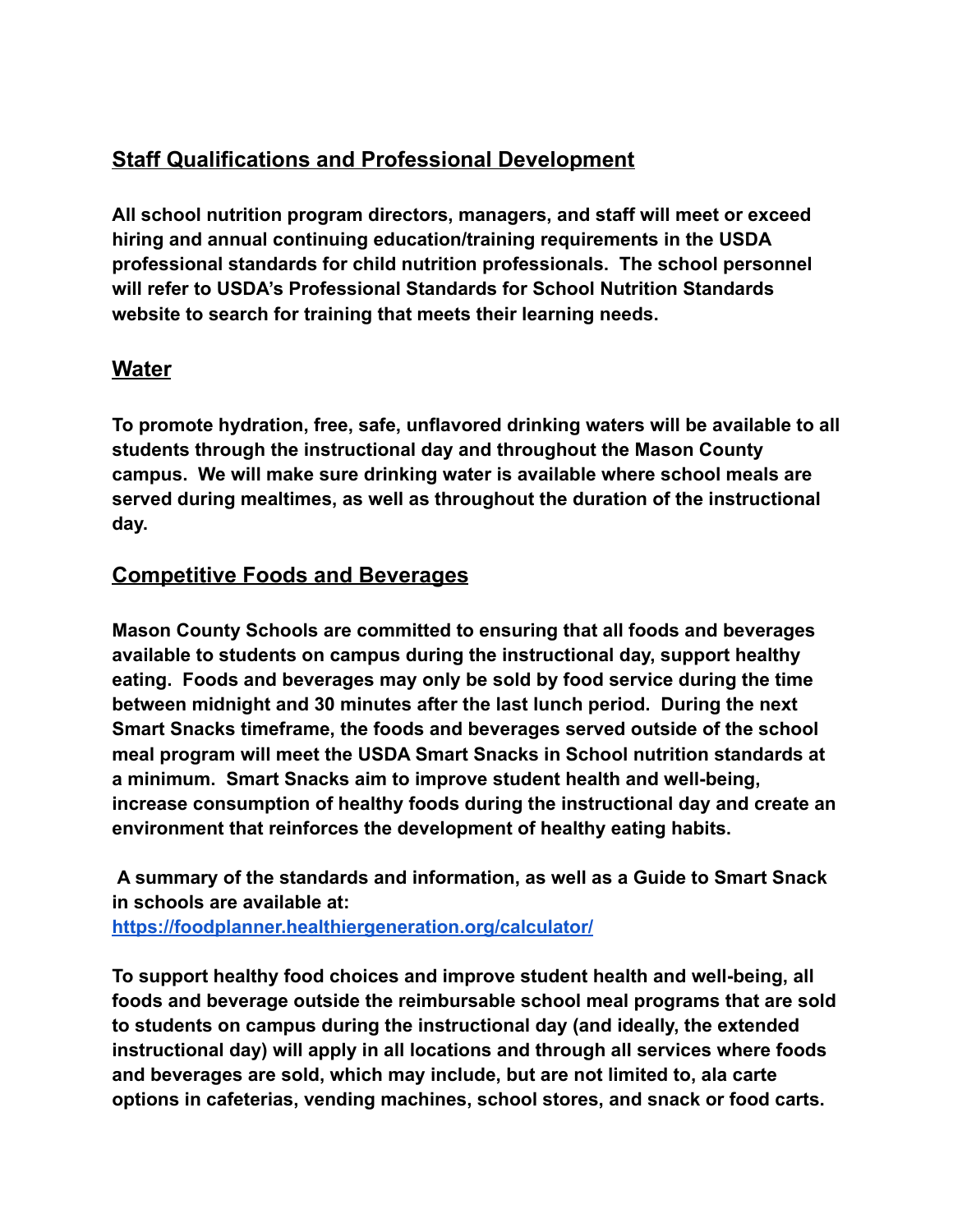## Staff Qualifications and Professional Development

**All school nutrition program directors, managers, and staff will meet or exceed hiring and annual continuing education/training requirements in the USDA professional standards for child nutrition professionals. The school personnel will refer to USDA's Professional Standards for School Nutrition Standards website to search for training that meets their learning needs.**

## Water

**To promote hydration, free, safe, unflavored drinking waters will be available to all students through the instructional day and throughout the Mason County campus. We will make sure drinking water is available where school meals are served during mealtimes, as well as throughout the duration of the instructional day.**

## Competitive Foods and Beverages

**Mason County Schools are committed to ensuring that all foods and beverages available to students on campus during the instructional day, support healthy eating. Foods and beverages may only be sold by food service during the time between midnight and 30 minutes after the last lunch period. During the next Smart Snacks timeframe, the foods and beverages served outside of the school meal program will meet the USDA Smart Snacks in School nutrition standards at a minimum. Smart Snacks aim to improve student health and well-being, increase consumption of healthy foods during the instructional day and create an environment that reinforces the development of healthy eating habits.**

**A summary of the standards and information, as well as a Guide to Smart Snack in schools are available at:**
**[https://foodplanner.healthiergeneration.org/calculator/](https://foodplanner.healthiergeneration.org/calculator/)**

**To support healthy food choices and improve student health and well-being, all foods and beverage outside the reimbursable school meal programs that are sold to students on campus during the instructional day (and ideally, the extended instructional day) will apply in all locations and through all services where foods and beverages are sold, which may include, but are not limited to, ala carte options in cafeterias, vending machines, school stores, and snack or food carts.**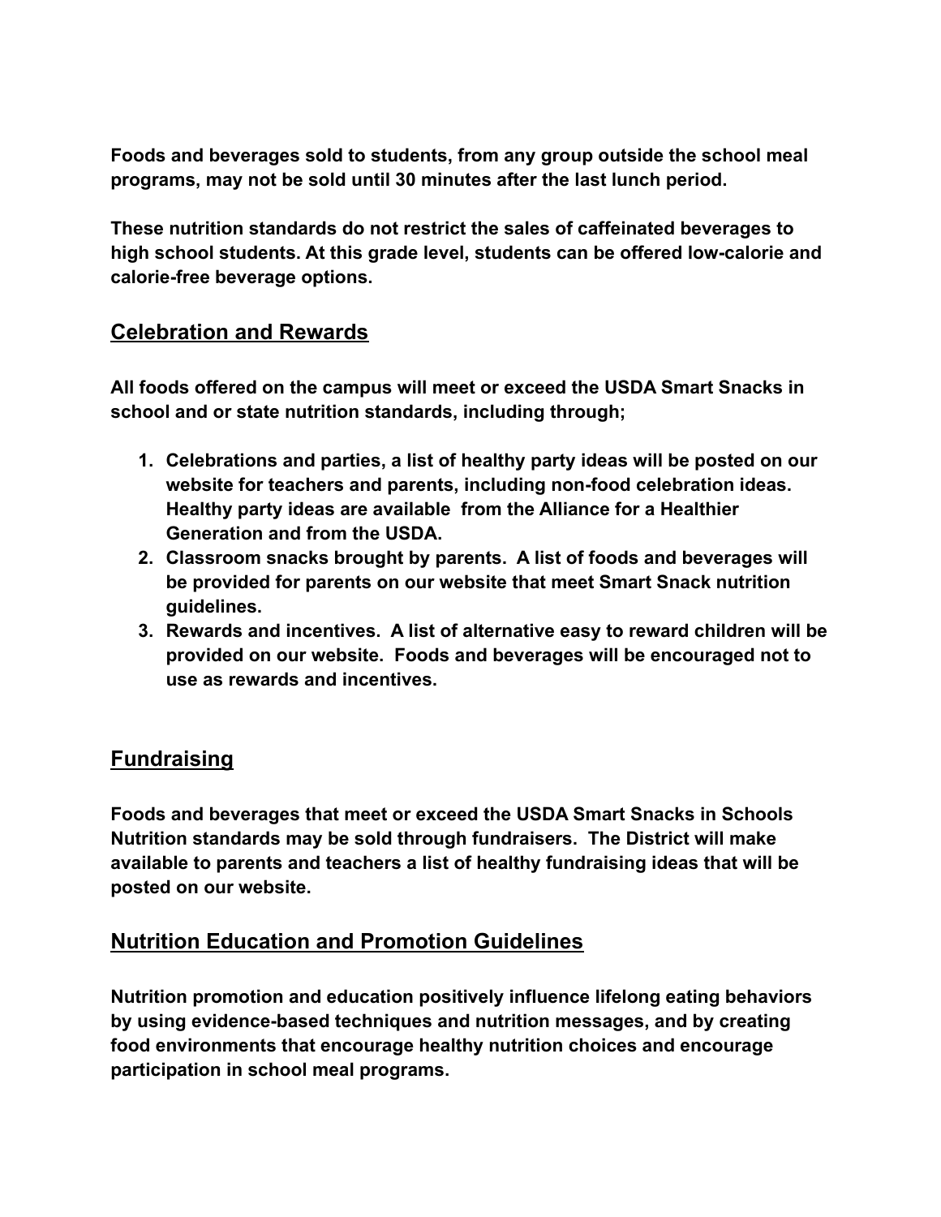**Foods and beverages sold to students, from any group outside the school meal programs, may not be sold until 30 minutes after the last lunch period.**

**These nutrition standards do not restrict the sales of caffeinated beverages to high school students. At this grade level, students can be offered low-calorie and calorie-free beverage options.**

## Celebration and Rewards

**All foods offered on the campus will meet or exceed the USDA Smart Snacks in school and or state nutrition standards, including through;**

1. **Celebrations and parties, a list of healthy party ideas will be posted on our website for teachers and parents, including non-food celebration ideas. Healthy party ideas are available from the Alliance for a Healthier Generation and from the USDA.**
2. **Classroom snacks brought by parents. A list of foods and beverages will be provided for parents on our website that meet Smart Snack nutrition guidelines.**
3. **Rewards and incentives. A list of alternative easy to reward children will be provided on our website. Foods and beverages will be encouraged not to use as rewards and incentives.**

## Fundraising

**Foods and beverages that meet or exceed the USDA Smart Snacks in Schools Nutrition standards may be sold through fundraisers. The District will make available to parents and teachers a list of healthy fundraising ideas that will be posted on our website.**

## Nutrition Education and Promotion Guidelines

**Nutrition promotion and education positively influence lifelong eating behaviors by using evidence-based techniques and nutrition messages, and by creating food environments that encourage healthy nutrition choices and encourage participation in school meal programs.**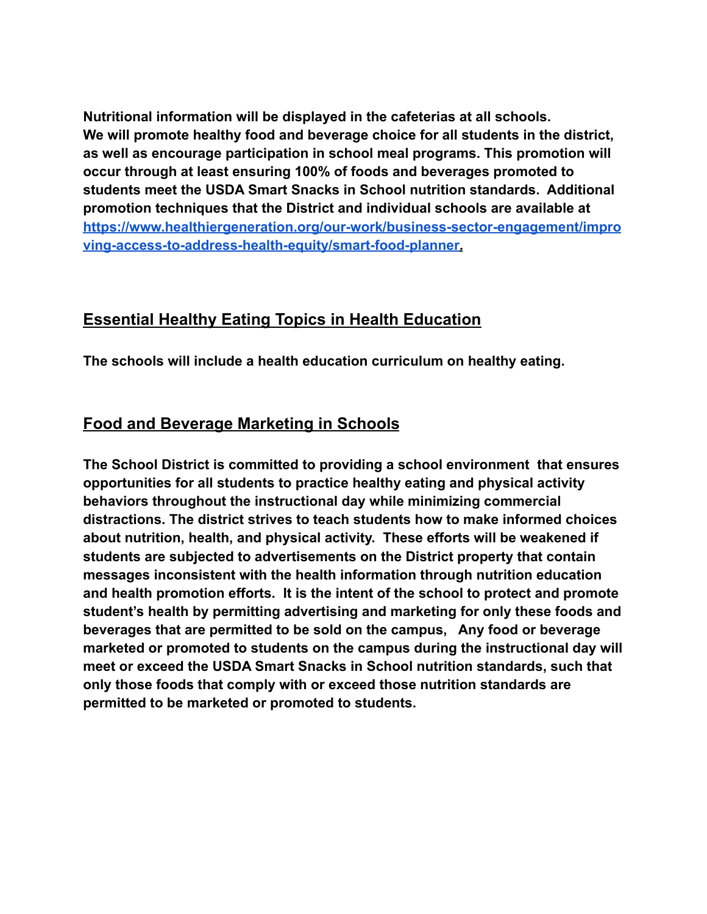**Nutritional information will be displayed in the cafeterias at all schools. We will promote healthy food and beverage choice for all students in the district, as well as encourage participation in school meal programs. This promotion will occur through at least ensuring 100% of foods and beverages promoted to students meet the USDA Smart Snacks in School nutrition standards. Additional promotion techniques that the District and individual schools are available at [https://www.healthiergeneration.org/our-work/business-sector-engagement/improving-access-to-address-health-equity/smart-food-planner](https://www.healthiergeneration.org/our-work/business-sector-engagement/improving-access-to-address-health-equity/smart-food-planner).**

## Essential Healthy Eating Topics in Health Education

**The schools will include a health education curriculum on healthy eating.**

## Food and Beverage Marketing in Schools

**The School District is committed to providing a school environment that ensures opportunities for all students to practice healthy eating and physical activity behaviors throughout the instructional day while minimizing commercial distractions. The district strives to teach students how to make informed choices about nutrition, health, and physical activity. These efforts will be weakened if students are subjected to advertisements on the District property that contain messages inconsistent with the health information through nutrition education and health promotion efforts. It is the intent of the school to protect and promote student's health by permitting advertising and marketing for only these foods and beverages that are permitted to be sold on the campus, Any food or beverage marketed or promoted to students on the campus during the instructional day will meet or exceed the USDA Smart Snacks in School nutrition standards, such that only those foods that comply with or exceed those nutrition standards are permitted to be marketed or promoted to students.**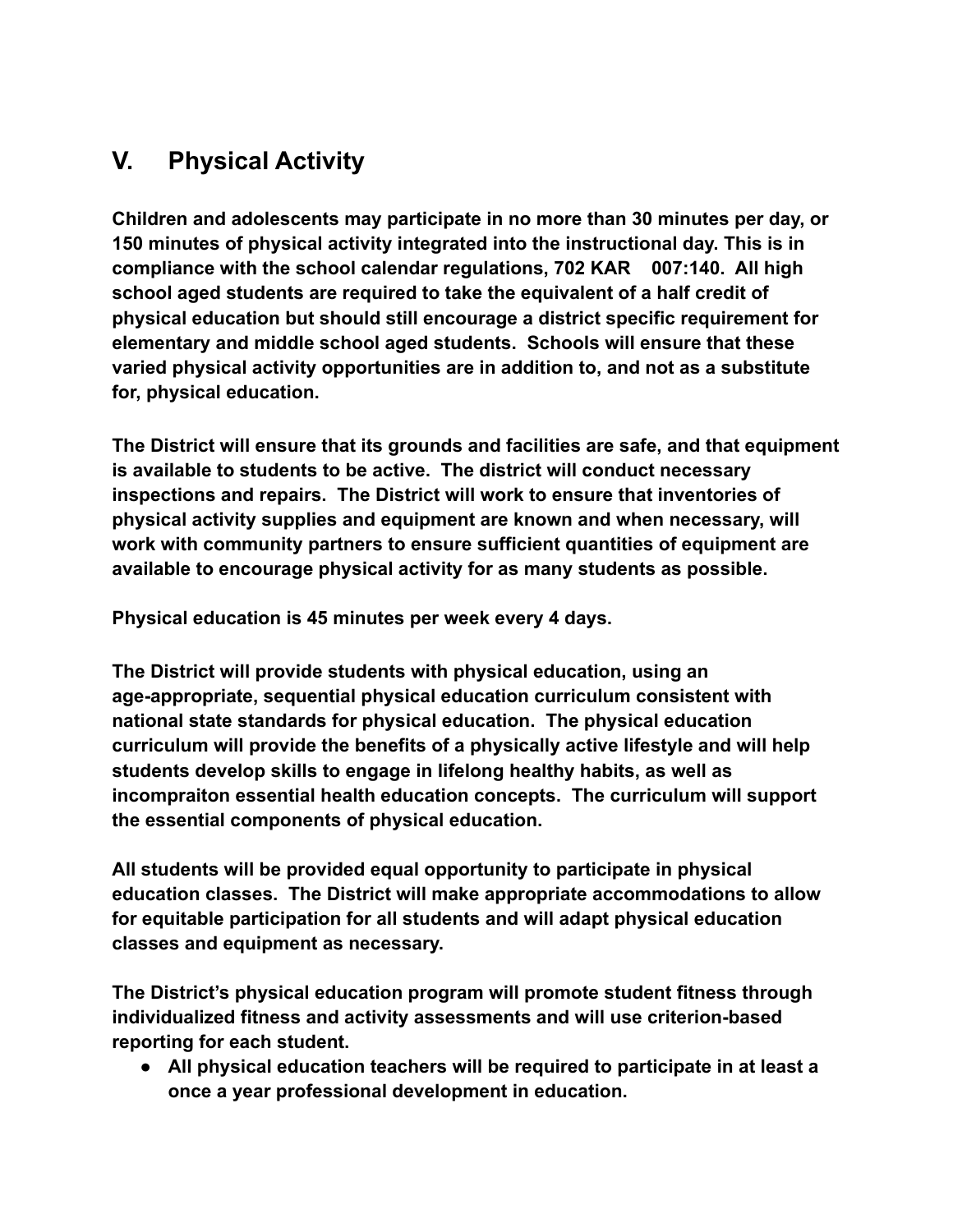## V. Physical Activity

**Children and adolescents may participate in no more than 30 minutes per day, or 150 minutes of physical activity integrated into the instructional day. This is in compliance with the school calendar regulations, 702 KAR 007:140. All high school aged students are required to take the equivalent of a half credit of physical education but should still encourage a district specific requirement for elementary and middle school aged students. Schools will ensure that these varied physical activity opportunities are in addition to, and not as a substitute for, physical education.**

**The District will ensure that its grounds and facilities are safe, and that equipment is available to students to be active. The district will conduct necessary inspections and repairs. The District will work to ensure that inventories of physical activity supplies and equipment are known and when necessary, will work with community partners to ensure sufficient quantities of equipment are available to encourage physical activity for as many students as possible.**

**Physical education is 45 minutes per week every 4 days.**

**The District will provide students with physical education, using an age-appropriate, sequential physical education curriculum consistent with national state standards for physical education. The physical education curriculum will provide the benefits of a physically active lifestyle and will help students develop skills to engage in lifelong healthy habits, as well as incompraiton essential health education concepts. The curriculum will support the essential components of physical education.**

**All students will be provided equal opportunity to participate in physical education classes. The District will make appropriate accommodations to allow for equitable participation for all students and will adapt physical education classes and equipment as necessary.**

**The District's physical education program will promote student fitness through individualized fitness and activity assessments and will use criterion-based reporting for each student.**

- **All physical education teachers will be required to participate in at least a once a year professional development in education.**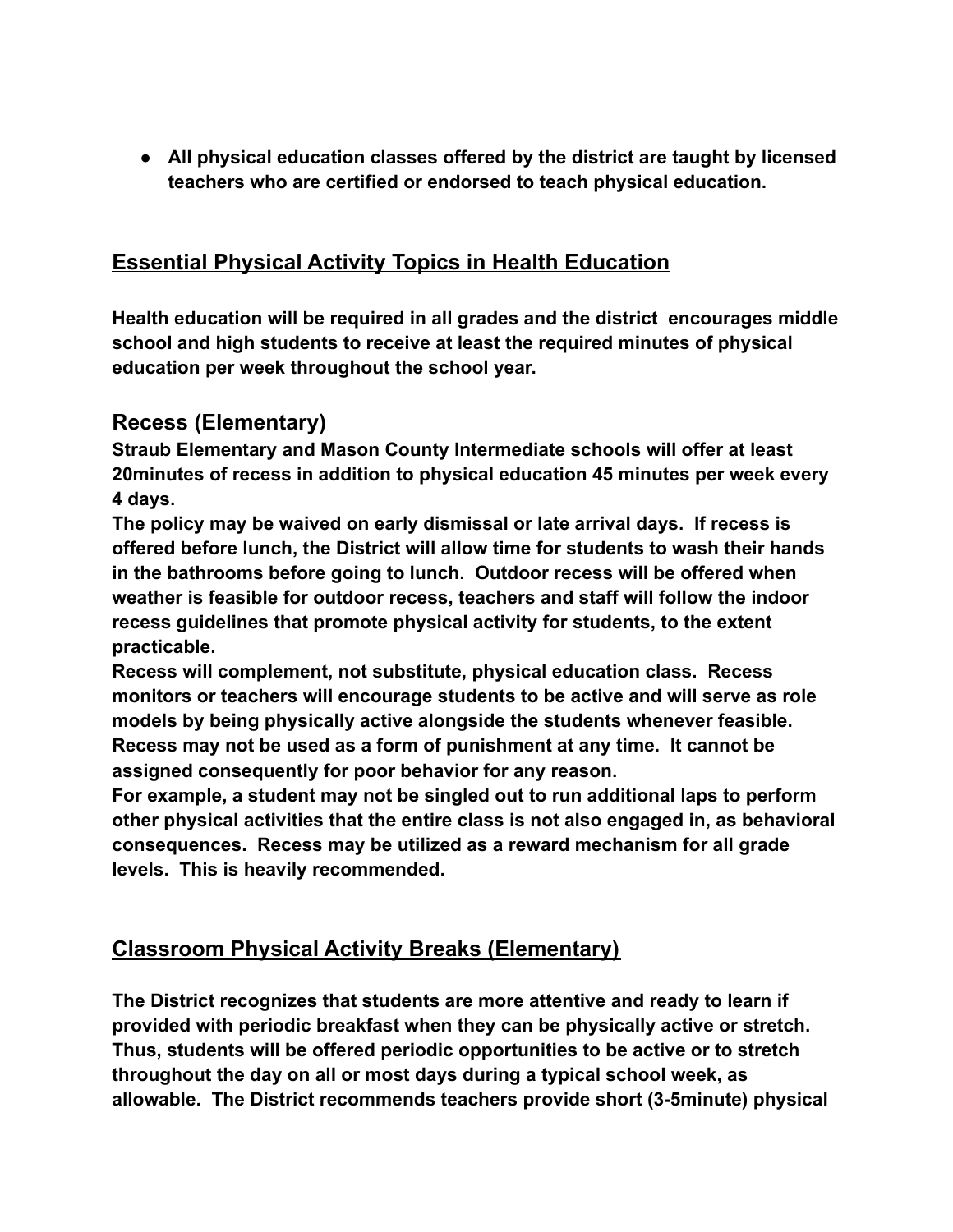- **All physical education classes offered by the district are taught by licensed teachers who are certified or endorsed to teach physical education.**

## Essential Physical Activity Topics in Health Education

**Health education will be required in all grades and the district encourages middle school and high students to receive at least the required minutes of physical education per week throughout the school year.**

### Recess (Elementary)

**Straub Elementary and Mason County Intermediate schools will offer at least 20minutes of recess in addition to physical education 45 minutes per week every 4 days.**

**The policy may be waived on early dismissal or late arrival days. If recess is offered before lunch, the District will allow time for students to wash their hands in the bathrooms before going to lunch. Outdoor recess will be offered when weather is feasible for outdoor recess, teachers and staff will follow the indoor recess guidelines that promote physical activity for students, to the extent practicable.**

**Recess will complement, not substitute, physical education class. Recess monitors or teachers will encourage students to be active and will serve as role models by being physically active alongside the students whenever feasible. Recess may not be used as a form of punishment at any time. It cannot be assigned consequently for poor behavior for any reason.**

**For example, a student may not be singled out to run additional laps to perform other physical activities that the entire class is not also engaged in, as behavioral consequences. Recess may be utilized as a reward mechanism for all grade levels. This is heavily recommended.**

## Classroom Physical Activity Breaks (Elementary)

**The District recognizes that students are more attentive and ready to learn if provided with periodic breakfast when they can be physically active or stretch. Thus, students will be offered periodic opportunities to be active or to stretch throughout the day on all or most days during a typical school week, as allowable. The District recommends teachers provide short (3-5minute) physical**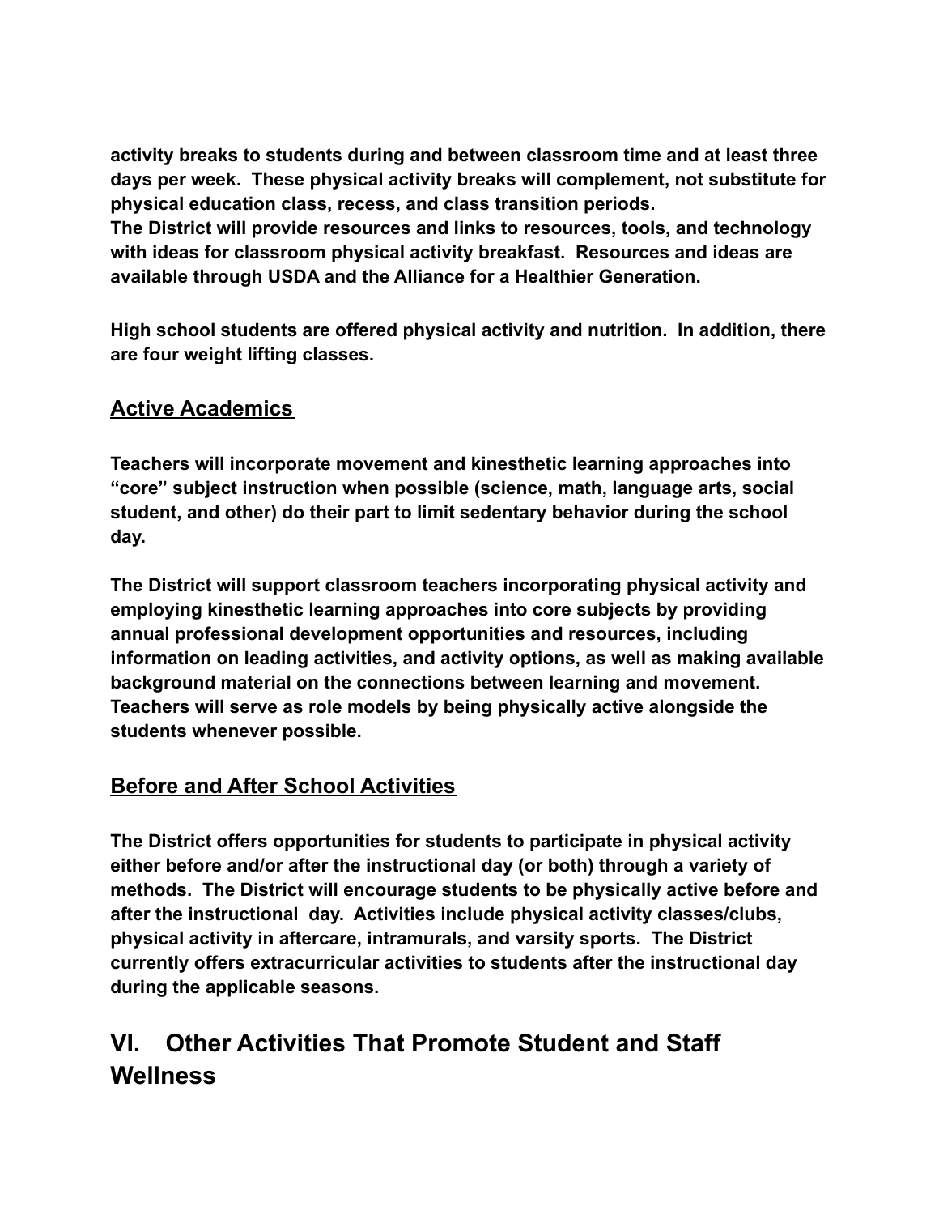**activity breaks to students during and between classroom time and at least three days per week. These physical activity breaks will complement, not substitute for physical education class, recess, and class transition periods.**
**The District will provide resources and links to resources, tools, and technology with ideas for classroom physical activity breakfast. Resources and ideas are available through USDA and the Alliance for a Healthier Generation.**

**High school students are offered physical activity and nutrition. In addition, there are four weight lifting classes.**

## **<u>Active Academics</u>**

**Teachers will incorporate movement and kinesthetic learning approaches into “core” subject instruction when possible (science, math, language arts, social student, and other) do their part to limit sedentary behavior during the school day.**

**The District will support classroom teachers incorporating physical activity and employing kinesthetic learning approaches into core subjects by providing annual professional development opportunities and resources, including information on leading activities, and activity options, as well as making available background material on the connections between learning and movement. Teachers will serve as role models by being physically active alongside the students whenever possible.**

## **<u>Before and After School Activities</u>**

**The District offers opportunities for students to participate in physical activity either before and/or after the instructional day (or both) through a variety of methods. The District will encourage students to be physically active before and after the instructional day. Activities include physical activity classes/clubs, physical activity in aftercare, intramurals, and varsity sports. The District currently offers extracurricular activities to students after the instructional day during the applicable seasons.**

# VI. Other Activities That Promote Student and Staff Wellness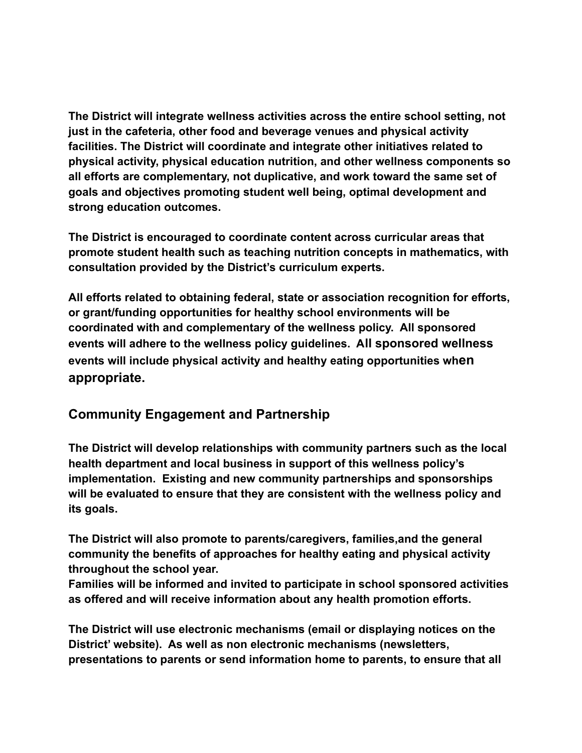**The District will integrate wellness activities across the entire school setting, not just in the cafeteria, other food and beverage venues and physical activity facilities. The District will coordinate and integrate other initiatives related to physical activity, physical education nutrition, and other wellness components so all efforts are complementary, not duplicative, and work toward the same set of goals and objectives promoting student well being, optimal development and strong education outcomes.**

**The District is encouraged to coordinate content across curricular areas that promote student health such as teaching nutrition concepts in mathematics, with consultation provided by the District's curriculum experts.**

**All efforts related to obtaining federal, state or association recognition for efforts, or grant/funding opportunities for healthy school environments will be coordinated with and complementary of the wellness policy. All sponsored events will adhere to the wellness policy guidelines. All sponsored wellness events will include physical activity and healthy eating opportunities when appropriate.**

## Community Engagement and Partnership

**The District will develop relationships with community partners such as the local health department and local business in support of this wellness policy's implementation. Existing and new community partnerships and sponsorships will be evaluated to ensure that they are consistent with the wellness policy and its goals.**

**The District will also promote to parents/caregivers, families,and the general community the benefits of approaches for healthy eating and physical activity throughout the school year.**
**Families will be informed and invited to participate in school sponsored activities as offered and will receive information about any health promotion efforts.**

**The District will use electronic mechanisms (email or displaying notices on the District' website). As well as non electronic mechanisms (newsletters, presentations to parents or send information home to parents, to ensure that all**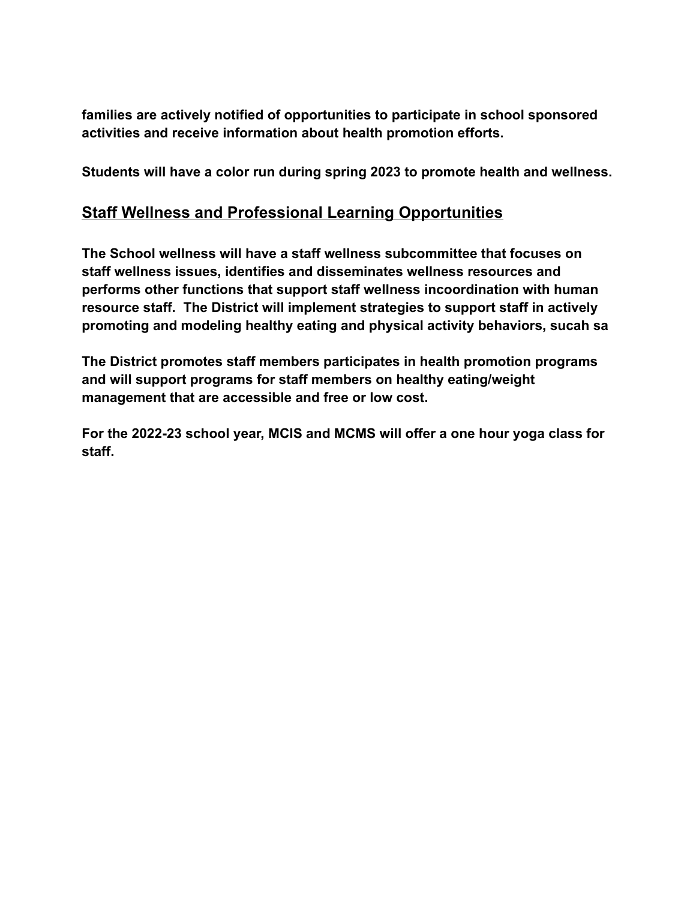**families are actively notified of opportunities to participate in school sponsored activities and receive information about health promotion efforts.**

**Students will have a color run during spring 2023 to promote health and wellness.**

## Staff Wellness and Professional Learning Opportunities

**The School wellness will have a staff wellness subcommittee that focuses on staff wellness issues, identifies and disseminates wellness resources and performs other functions that support staff wellness incoordination with human resource staff.  The District will implement strategies to support staff in actively promoting and modeling healthy eating and physical activity behaviors, sucah sa**

**The District promotes staff members participates in health promotion programs and will support programs for staff members on healthy eating/weight management that are accessible and free or low cost.**

**For the 2022-23 school year, MCIS and MCMS will offer a one hour yoga class for staff.**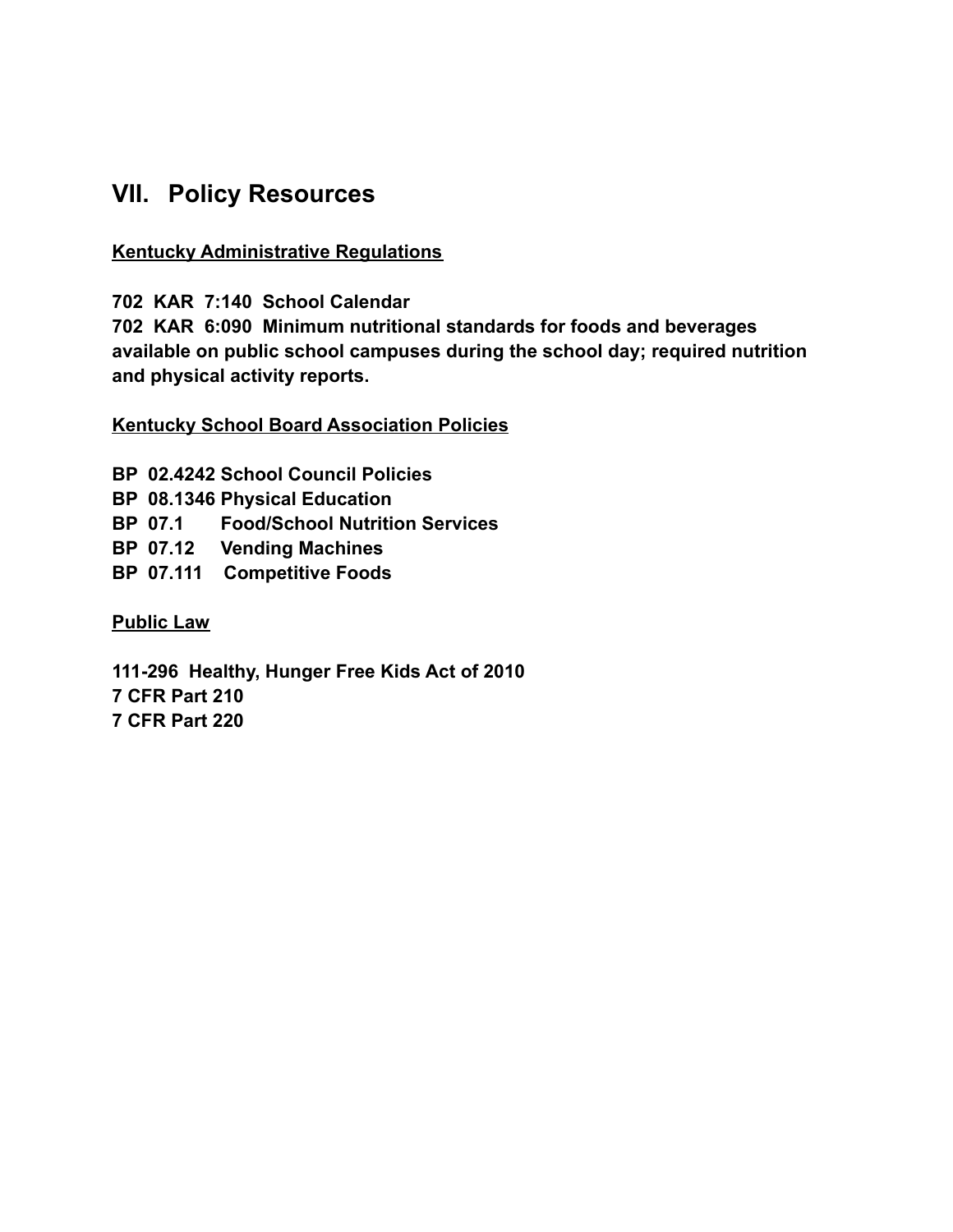## VII. Policy Resources

**Kentucky Administrative Regulations**

**702 KAR 7:140 School Calendar**
**702 KAR 6:090 Minimum nutritional standards for foods and beverages available on public school campuses during the school day; required nutrition and physical activity reports.**

**Kentucky School Board Association Policies**

**BP 02.4242 School Council Policies**
**BP 08.1346 Physical Education**
**BP 07.1 Food/School Nutrition Services**
**BP 07.12 Vending Machines**
**BP 07.111 Competitive Foods**

**Public Law**

**111-296 Healthy, Hunger Free Kids Act of 2010**
**7 CFR Part 210**
**7 CFR Part 220**